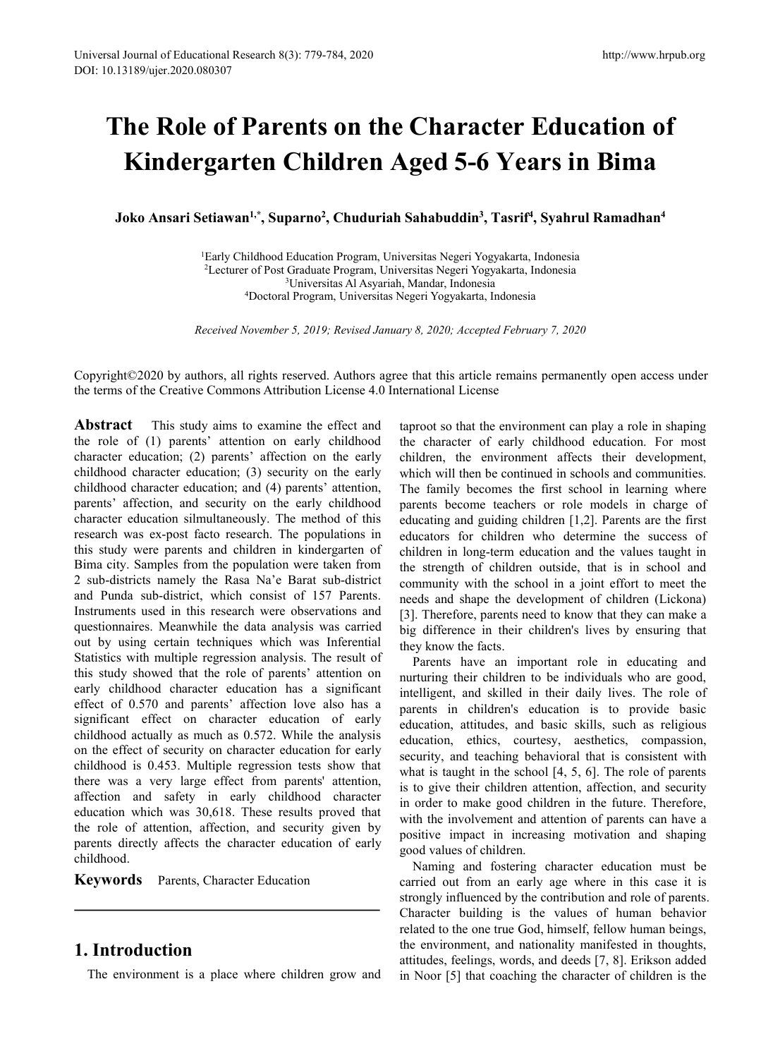# The Role of Parents on the Character Education of Kindergarten Children Aged 5-6 Years in Bima

**Joko Ansari Setiawan[1,*], Suparno[2], Chuduriah Sahabuddin[3], Tasrif[4], Syahrul Ramadhan[4]**

[1]Early Childhood Education Program, Universitas Negeri Yogyakarta, Indonesia
[2]Lecturer of Post Graduate Program, Universitas Negeri Yogyakarta, Indonesia
[3]Universitas Al Asyariah, Mandar, Indonesia
[4]Doctoral Program, Universitas Negeri Yogyakarta, Indonesia

*Received November 5, 2019; Revised January 8, 2020; Accepted February 7, 2020*

Copyright©2020 by authors, all rights reserved. Authors agree that this article remains permanently open access under the terms of the Creative Commons Attribution License 4.0 International License

**Abstract** This study aims to examine the effect and the role of (1) parents' attention on early childhood character education; (2) parents' affection on the early childhood character education; (3) security on the early childhood character education; and (4) parents' attention, parents' affection, and security on the early childhood character education silmultaneously. The method of this research was ex-post facto research. The populations in this study were parents and children in kindergarten of Bima city. Samples from the population were taken from 2 sub-districts namely the Rasa Na'e Barat sub-district and Punda sub-district, which consist of 157 Parents. Instruments used in this research were observations and questionnaires. Meanwhile the data analysis was carried out by using certain techniques which was Inferential Statistics with multiple regression analysis. The result of this study showed that the role of parents' attention on early childhood character education has a significant effect of 0.570 and parents' affection love also has a significant effect on character education of early childhood actually as much as 0.572. While the analysis on the effect of security on character education for early childhood is 0.453. Multiple regression tests show that there was a very large effect from parents' attention, affection and safety in early childhood character education which was 30,618. These results proved that the role of attention, affection, and security given by parents directly affects the character education of early childhood.

**Keywords** Parents, Character Education

## 1. Introduction

The environment is a place where children grow and taproot so that the environment can play a role in shaping the character of early childhood education. For most children, the environment affects their development, which will then be continued in schools and communities. The family becomes the first school in learning where parents become teachers or role models in charge of educating and guiding children [1,2]. Parents are the first educators for children who determine the success of children in long-term education and the values taught in the strength of children outside, that is in school and community with the school in a joint effort to meet the needs and shape the development of children (Lickona) [3]. Therefore, parents need to know that they can make a big difference in their children's lives by ensuring that they know the facts.

Parents have an important role in educating and nurturing their children to be individuals who are good, intelligent, and skilled in their daily lives. The role of parents in children's education is to provide basic education, attitudes, and basic skills, such as religious education, ethics, courtesy, aesthetics, compassion, security, and teaching behavioral that is consistent with what is taught in the school [4, 5, 6]. The role of parents is to give their children attention, affection, and security in order to make good children in the future. Therefore, with the involvement and attention of parents can have a positive impact in increasing motivation and shaping good values of children.

Naming and fostering character education must be carried out from an early age where in this case it is strongly influenced by the contribution and role of parents. Character building is the values of human behavior related to the one true God, himself, fellow human beings, the environment, and nationality manifested in thoughts, attitudes, feelings, words, and deeds [7, 8]. Erikson added in Noor [5] that coaching the character of children is the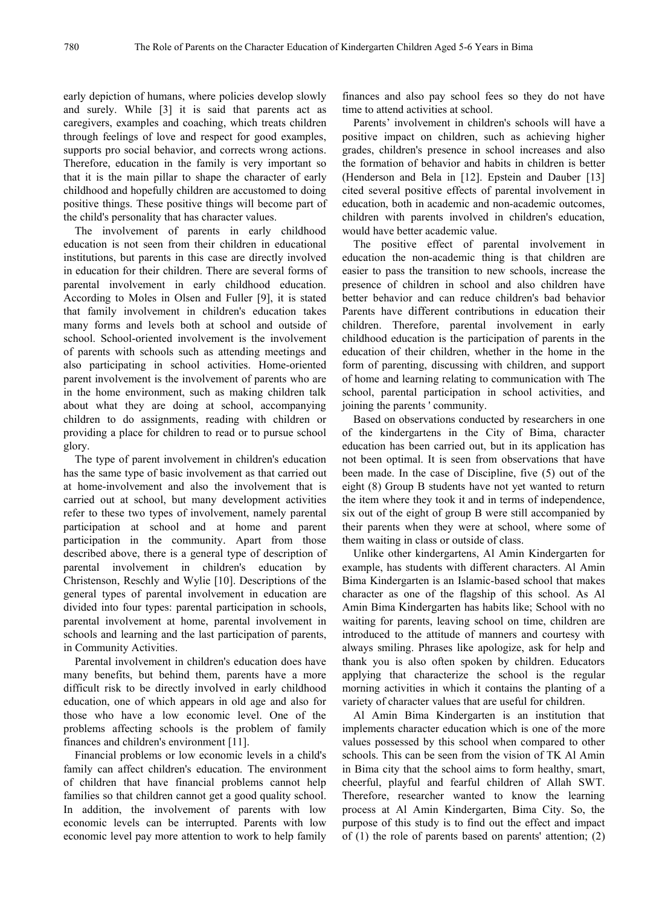early depiction of humans, where policies develop slowly and surely. While [3] it is said that parents act as caregivers, examples and coaching, which treats children through feelings of love and respect for good examples, supports pro social behavior, and corrects wrong actions. Therefore, education in the family is very important so that it is the main pillar to shape the character of early childhood and hopefully children are accustomed to doing positive things. These positive things will become part of the child's personality that has character values.

The involvement of parents in early childhood education is not seen from their children in educational institutions, but parents in this case are directly involved in education for their children. There are several forms of parental involvement in early childhood education. According to Moles in Olsen and Fuller [9], it is stated that family involvement in children's education takes many forms and levels both at school and outside of school. School-oriented involvement is the involvement of parents with schools such as attending meetings and also participating in school activities. Home-oriented parent involvement is the involvement of parents who are in the home environment, such as making children talk about what they are doing at school, accompanying children to do assignments, reading with children or providing a place for children to read or to pursue school glory.

The type of parent involvement in children's education has the same type of basic involvement as that carried out at home-involvement and also the involvement that is carried out at school, but many development activities refer to these two types of involvement, namely parental participation at school and at home and parent participation in the community. Apart from those described above, there is a general type of description of parental involvement in children's education by Christenson, Reschly and Wylie [10]. Descriptions of the general types of parental involvement in education are divided into four types: parental participation in schools, parental involvement at home, parental involvement in schools and learning and the last participation of parents, in Community Activities.

Parental involvement in children's education does have many benefits, but behind them, parents have a more difficult risk to be directly involved in early childhood education, one of which appears in old age and also for those who have a low economic level. One of the problems affecting schools is the problem of family finances and children's environment [11].

Financial problems or low economic levels in a child's family can affect children's education. The environment of children that have financial problems cannot help families so that children cannot get a good quality school. In addition, the involvement of parents with low economic levels can be interrupted. Parents with low economic level pay more attention to work to help family finances and also pay school fees so they do not have time to attend activities at school.

Parents' involvement in children's schools will have a positive impact on children, such as achieving higher grades, children's presence in school increases and also the formation of behavior and habits in children is better (Henderson and Bela in [12]. Epstein and Dauber [13] cited several positive effects of parental involvement in education, both in academic and non-academic outcomes, children with parents involved in children's education, would have better academic value.

The positive effect of parental involvement in education the non-academic thing is that children are easier to pass the transition to new schools, increase the presence of children in school and also children have better behavior and can reduce children's bad behavior Parents have different contributions in education their children. Therefore, parental involvement in early childhood education is the participation of parents in the education of their children, whether in the home in the form of parenting, discussing with children, and support of home and learning relating to communication with The school, parental participation in school activities, and joining the parents ' community.

Based on observations conducted by researchers in one of the kindergartens in the City of Bima, character education has been carried out, but in its application has not been optimal. It is seen from observations that have been made. In the case of Discipline, five (5) out of the eight (8) Group B students have not yet wanted to return the item where they took it and in terms of independence, six out of the eight of group B were still accompanied by their parents when they were at school, where some of them waiting in class or outside of class.

Unlike other kindergartens, Al Amin Kindergarten for example, has students with different characters. Al Amin Bima Kindergarten is an Islamic-based school that makes character as one of the flagship of this school. As Al Amin Bima Kindergarten has habits like; School with no waiting for parents, leaving school on time, children are introduced to the attitude of manners and courtesy with always smiling. Phrases like apologize, ask for help and thank you is also often spoken by children. Educators applying that characterize the school is the regular morning activities in which it contains the planting of a variety of character values that are useful for children.

Al Amin Bima Kindergarten is an institution that implements character education which is one of the more values possessed by this school when compared to other schools. This can be seen from the vision of TK Al Amin in Bima city that the school aims to form healthy, smart, cheerful, playful and fearful children of Allah SWT. Therefore, researcher wanted to know the learning process at Al Amin Kindergarten, Bima City. So, the purpose of this study is to find out the effect and impact of (1) the role of parents based on parents' attention; (2)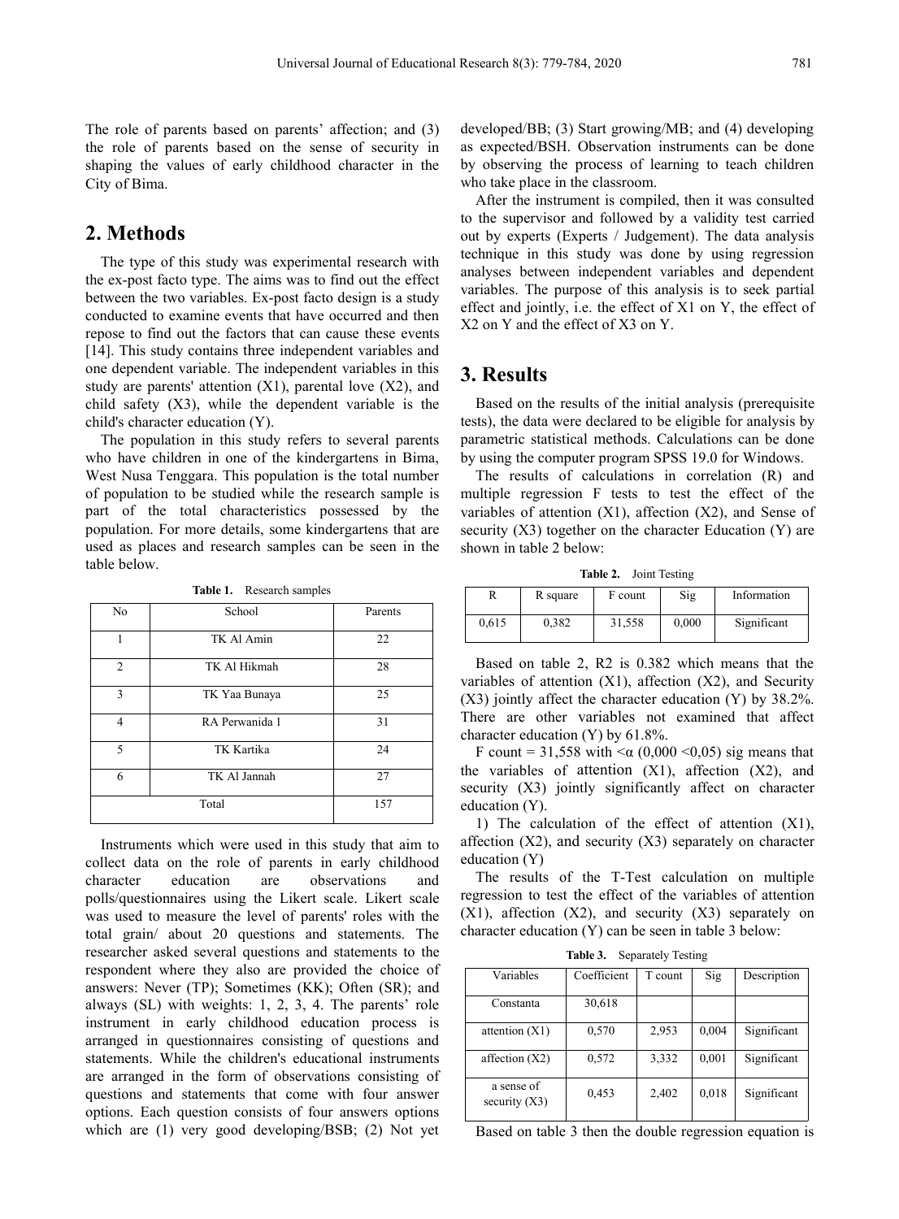The role of parents based on parents' affection; and (3) the role of parents based on the sense of security in shaping the values of early childhood character in the City of Bima.

## 2. Methods

The type of this study was experimental research with the ex-post facto type. The aims was to find out the effect between the two variables. Ex-post facto design is a study conducted to examine events that have occurred and then repose to find out the factors that can cause these events [14]. This study contains three independent variables and one dependent variable. The independent variables in this study are parents' attention (X1), parental love (X2), and child safety (X3), while the dependent variable is the child's character education (Y).

The population in this study refers to several parents who have children in one of the kindergartens in Bima, West Nusa Tenggara. This population is the total number of population to be studied while the research sample is part of the total characteristics possessed by the population. For more details, some kindergartens that are used as places and research samples can be seen in the table below.

**Table 1.** Research samples

| No | School | Parents |
|---|---|---|
| 1 | TK Al Amin | 22 |
| 2 | TK Al Hikmah | 28 |
| 3 | TK Yaa Bunaya | 25 |
| 4 | RA Perwanida 1 | 31 |
| 5 | TK Kartika | 24 |
| 6 | TK Al Jannah | 27 |
| Total | | 157 |

Instruments which were used in this study that aim to collect data on the role of parents in early childhood character education are observations and polls/questionnaires using the Likert scale. Likert scale was used to measure the level of parents' roles with the total grain/ about 20 questions and statements. The researcher asked several questions and statements to the respondent where they also are provided the choice of answers: Never (TP); Sometimes (KK); Often (SR); and always (SL) with weights: 1, 2, 3, 4. The parents' role instrument in early childhood education process is arranged in questionnaires consisting of questions and statements. While the children's educational instruments are arranged in the form of observations consisting of questions and statements that come with four answer options. Each question consists of four answers options which are (1) very good developing/BSB; (2) Not yet developed/BB; (3) Start growing/MB; and (4) developing as expected/BSH. Observation instruments can be done by observing the process of learning to teach children who take place in the classroom.

After the instrument is compiled, then it was consulted to the supervisor and followed by a validity test carried out by experts (Experts / Judgement). The data analysis technique in this study was done by using regression analyses between independent variables and dependent variables. The purpose of this analysis is to seek partial effect and jointly, i.e. the effect of X1 on Y, the effect of X2 on Y and the effect of X3 on Y.

## 3. Results

Based on the results of the initial analysis (prerequisite tests), the data were declared to be eligible for analysis by parametric statistical methods. Calculations can be done by using the computer program SPSS 19.0 for Windows.

The results of calculations in correlation (R) and multiple regression F tests to test the effect of the variables of attention (X1), affection (X2), and Sense of security (X3) together on the character Education (Y) are shown in table 2 below:

**Table 2.** Joint Testing

| R | R square | F count | Sig | Information |
|---|---|---|---|---|
| 0,615 | 0,382 | 31,558 | 0,000 | Significant |

Based on table 2, R2 is 0.382 which means that the variables of attention (X1), affection (X2), and Security (X3) jointly affect the character education (Y) by 38.2%. There are other variables not examined that affect character education (Y) by 61.8%.

F count = 31,558 with $<\alpha$ (0,000 <0,05) sig means that the variables of attention (X1), affection (X2), and security (X3) jointly significantly affect on character education (Y).

1) The calculation of the effect of attention (X1), affection (X2), and security (X3) separately on character education (Y)

The results of the T-Test calculation on multiple regression to test the effect of the variables of attention (X1), affection (X2), and security (X3) separately on character education (Y) can be seen in table 3 below:

**Table 3.** Separately Testing

| Variables | Coefficient | T count | Sig | Description |
|---|---|---|---|---|
| Constanta | 30,618 | | | |
| attention (X1) | 0,570 | 2,953 | 0,004 | Significant |
| affection (X2) | 0,572 | 3,332 | 0,001 | Significant |
| a sense of security (X3) | 0,453 | 2,402 | 0,018 | Significant |

Based on table 3 then the double regression equation is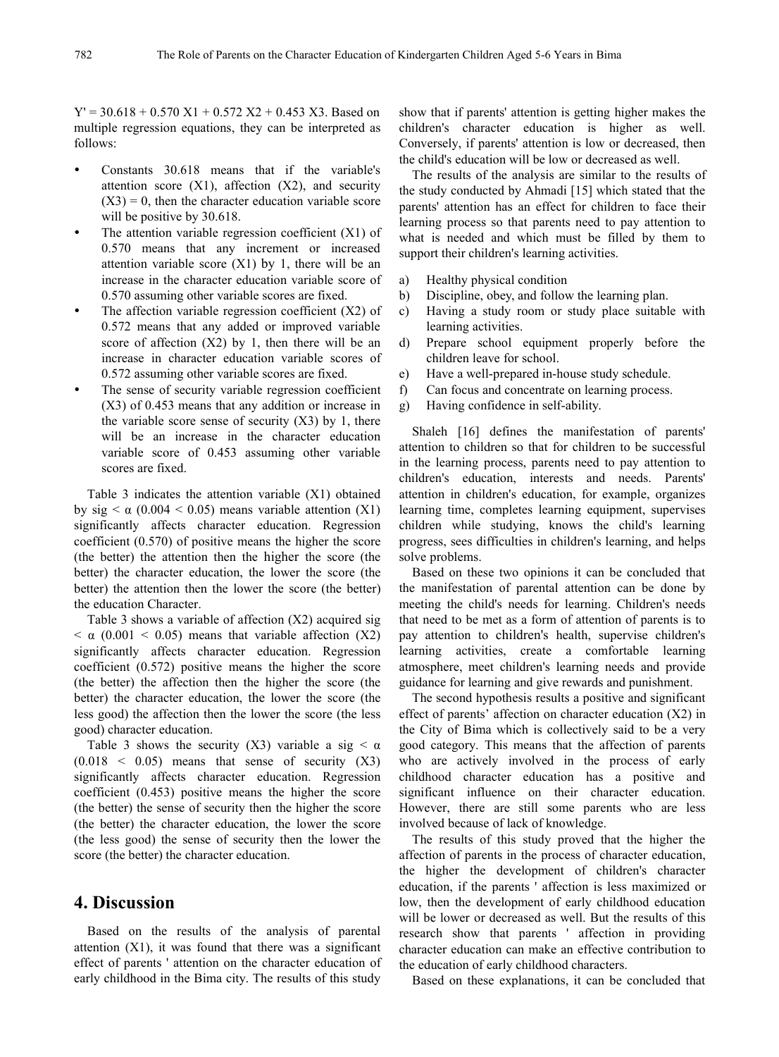$Y' = 30.618 + 0.570\ X1 + 0.572\ X2 + 0.453\ X3$. Based on multiple regression equations, they can be interpreted as follows:

- Constants 30.618 means that if the variable's attention score (X1), affection (X2), and security (X3) = 0, then the character education variable score will be positive by 30.618.
- The attention variable regression coefficient (X1) of 0.570 means that any increment or increased attention variable score (X1) by 1, there will be an increase in the character education variable score of 0.570 assuming other variable scores are fixed.
- The affection variable regression coefficient (X2) of 0.572 means that any added or improved variable score of affection (X2) by 1, then there will be an increase in character education variable scores of 0.572 assuming other variable scores are fixed.
- The sense of security variable regression coefficient (X3) of 0.453 means that any addition or increase in the variable score sense of security (X3) by 1, there will be an increase in the character education variable score of 0.453 assuming other variable scores are fixed.

Table 3 indicates the attention variable (X1) obtained by sig < α (0.004 < 0.05) means variable attention (X1) significantly affects character education. Regression coefficient (0.570) of positive means the higher the score (the better) the attention then the higher the score (the better) the character education, the lower the score (the better) the attention then the lower the score (the better) the education Character.

Table 3 shows a variable of affection (X2) acquired sig < α (0.001 < 0.05) means that variable affection (X2) significantly affects character education. Regression coefficient (0.572) positive means the higher the score (the better) the affection then the higher the score (the better) the character education, the lower the score (the less good) the affection then the lower the score (the less good) character education.

Table 3 shows the security (X3) variable a sig < α (0.018 < 0.05) means that sense of security (X3) significantly affects character education. Regression coefficient (0.453) positive means the higher the score (the better) the sense of security then the higher the score (the better) the character education, the lower the score (the less good) the sense of security then the lower the score (the better) the character education.

## 4. Discussion

Based on the results of the analysis of parental attention (X1), it was found that there was a significant effect of parents ' attention on the character education of early childhood in the Bima city. The results of this study show that if parents' attention is getting higher makes the children's character education is higher as well. Conversely, if parents' attention is low or decreased, then the child's education will be low or decreased as well.

The results of the analysis are similar to the results of the study conducted by Ahmadi [15] which stated that the parents' attention has an effect for children to face their learning process so that parents need to pay attention to what is needed and which must be filled by them to support their children's learning activities.

a) Healthy physical condition
b) Discipline, obey, and follow the learning plan.
c) Having a study room or study place suitable with learning activities.
d) Prepare school equipment properly before the children leave for school.
e) Have a well-prepared in-house study schedule.
f) Can focus and concentrate on learning process.
g) Having confidence in self-ability.

Shaleh [16] defines the manifestation of parents' attention to children so that for children to be successful in the learning process, parents need to pay attention to children's education, interests and needs. Parents' attention in children's education, for example, organizes learning time, completes learning equipment, supervises children while studying, knows the child's learning progress, sees difficulties in children's learning, and helps solve problems.

Based on these two opinions it can be concluded that the manifestation of parental attention can be done by meeting the child's needs for learning. Children's needs that need to be met as a form of attention of parents is to pay attention to children's health, supervise children's learning activities, create a comfortable learning atmosphere, meet children's learning needs and provide guidance for learning and give rewards and punishment.

The second hypothesis results a positive and significant effect of parents' affection on character education (X2) in the City of Bima which is collectively said to be a very good category. This means that the affection of parents who are actively involved in the process of early childhood character education has a positive and significant influence on their character education. However, there are still some parents who are less involved because of lack of knowledge.

The results of this study proved that the higher the affection of parents in the process of character education, the higher the development of children's character education, if the parents ' affection is less maximized or low, then the development of early childhood education will be lower or decreased as well. But the results of this research show that parents ' affection in providing character education can make an effective contribution to the education of early childhood characters.

Based on these explanations, it can be concluded that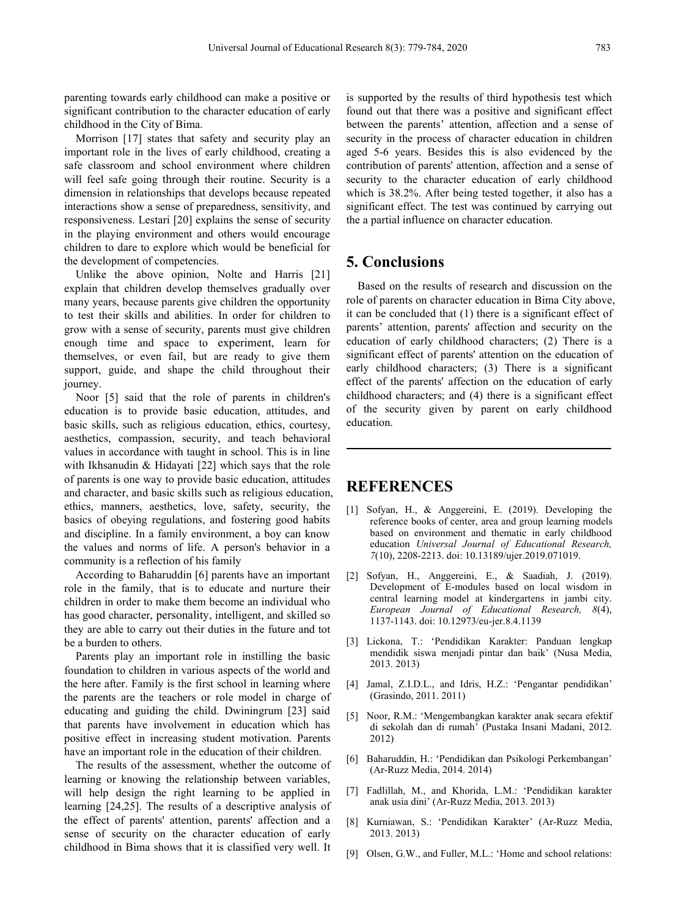parenting towards early childhood can make a positive or significant contribution to the character education of early childhood in the City of Bima.

Morrison [17] states that safety and security play an important role in the lives of early childhood, creating a safe classroom and school environment where children will feel safe going through their routine. Security is a dimension in relationships that develops because repeated interactions show a sense of preparedness, sensitivity, and responsiveness. Lestari [20] explains the sense of security in the playing environment and others would encourage children to dare to explore which would be beneficial for the development of competencies.

Unlike the above opinion, Nolte and Harris [21] explain that children develop themselves gradually over many years, because parents give children the opportunity to test their skills and abilities. In order for children to grow with a sense of security, parents must give children enough time and space to experiment, learn for themselves, or even fail, but are ready to give them support, guide, and shape the child throughout their journey.

Noor [5] said that the role of parents in children's education is to provide basic education, attitudes, and basic skills, such as religious education, ethics, courtesy, aesthetics, compassion, security, and teach behavioral values in accordance with taught in school. This is in line with Ikhsanudin & Hidayati [22] which says that the role of parents is one way to provide basic education, attitudes and character, and basic skills such as religious education, ethics, manners, aesthetics, love, safety, security, the basics of obeying regulations, and fostering good habits and discipline. In a family environment, a boy can know the values and norms of life. A person's behavior in a community is a reflection of his family

According to Baharuddin [6] parents have an important role in the family, that is to educate and nurture their children in order to make them become an individual who has good character, personality, intelligent, and skilled so they are able to carry out their duties in the future and tot be a burden to others.

Parents play an important role in instilling the basic foundation to children in various aspects of the world and the here after. Family is the first school in learning where the parents are the teachers or role model in charge of educating and guiding the child. Dwiningrum [23] said that parents have involvement in education which has positive effect in increasing student motivation. Parents have an important role in the education of their children.

The results of the assessment, whether the outcome of learning or knowing the relationship between variables, will help design the right learning to be applied in learning [24,25]. The results of a descriptive analysis of the effect of parents' attention, parents' affection and a sense of security on the character education of early childhood in Bima shows that it is classified very well. It is supported by the results of third hypothesis test which found out that there was a positive and significant effect between the parents' attention, affection and a sense of security in the process of character education in children aged 5-6 years. Besides this is also evidenced by the contribution of parents' attention, affection and a sense of security to the character education of early childhood which is 38.2%. After being tested together, it also has a significant effect. The test was continued by carrying out the a partial influence on character education.

# 5. Conclusions

Based on the results of research and discussion on the role of parents on character education in Bima City above, it can be concluded that (1) there is a significant effect of parents' attention, parents' affection and security on the education of early childhood characters; (2) There is a significant effect of parents' attention on the education of early childhood characters; (3) There is a significant effect of the parents' affection on the education of early childhood characters; and (4) there is a significant effect of the security given by parent on early childhood education.

# REFERENCES

[1] Sofyan, H., & Anggereini, E. (2019). Developing the reference books of center, area and group learning models based on environment and thematic in early childhood education *Universal Journal of Educational Research, 7*(10), 2208-2213. doi: 10.13189/ujer.2019.071019.

[2] Sofyan, H., Anggereini, E., & Saadiah, J. (2019). Development of E-modules based on local wisdom in central learning model at kindergartens in jambi city. *European Journal of Educational Research, 8*(4), 1137-1143. doi: 10.12973/eu-jer.8.4.1139

[3] Lickona, T.: 'Pendidikan Karakter: Panduan lengkap mendidik siswa menjadi pintar dan baik' (Nusa Media, 2013. 2013)

[4] Jamal, Z.I.D.L., and Idris, H.Z.: 'Pengantar pendidikan' (Grasindo, 2011. 2011)

[5] Noor, R.M.: 'Mengembangkan karakter anak secara efektif di sekolah dan di rumah' (Pustaka Insani Madani, 2012. 2012)

[6] Baharuddin, H.: 'Pendidikan dan Psikologi Perkembangan' (Ar-Ruzz Media, 2014. 2014)

[7] Fadlillah, M., and Khorida, L.M.: 'Pendidikan karakter anak usia dini' (Ar-Ruzz Media, 2013. 2013)

[8] Kurniawan, S.: 'Pendidikan Karakter' (Ar-Ruzz Media, 2013. 2013)

[9] Olsen, G.W., and Fuller, M.L.: 'Home and school relations: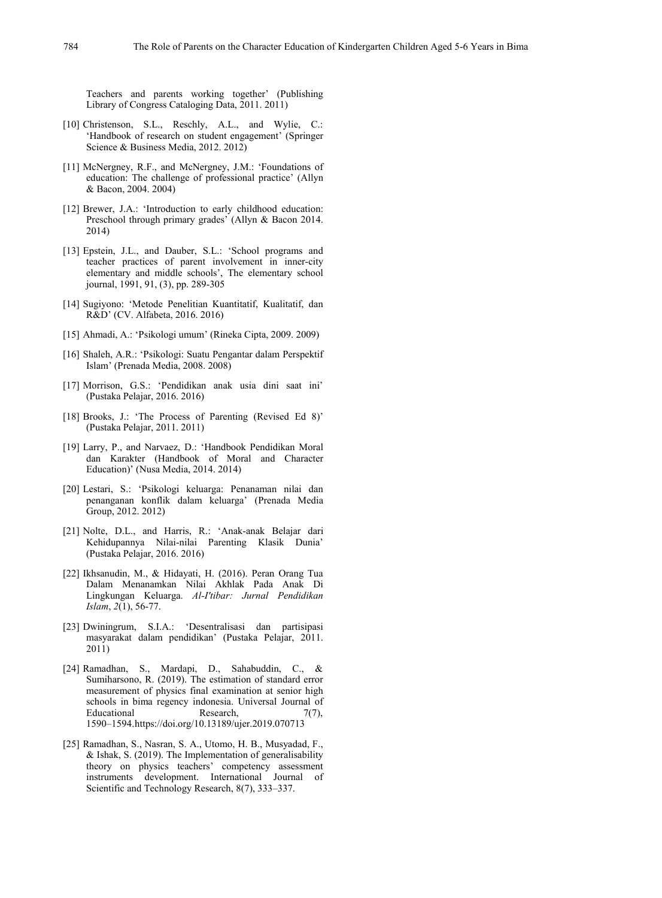Teachers and parents working together' (Publishing Library of Congress Cataloging Data, 2011. 2011)

[10] Christenson, S.L., Reschly, A.L., and Wylie, C.: 'Handbook of research on student engagement' (Springer Science & Business Media, 2012. 2012)

[11] McNergney, R.F., and McNergney, J.M.: 'Foundations of education: The challenge of professional practice' (Allyn & Bacon, 2004. 2004)

[12] Brewer, J.A.: 'Introduction to early childhood education: Preschool through primary grades' (Allyn & Bacon 2014. 2014)

[13] Epstein, J.L., and Dauber, S.L.: 'School programs and teacher practices of parent involvement in inner-city elementary and middle schools', The elementary school journal, 1991, 91, (3), pp. 289-305

[14] Sugiyono: 'Metode Penelitian Kuantitatif, Kualitatif, dan R&D' (CV. Alfabeta, 2016. 2016)

[15] Ahmadi, A.: 'Psikologi umum' (Rineka Cipta, 2009. 2009)

[16] Shaleh, A.R.: 'Psikologi: Suatu Pengantar dalam Perspektif Islam' (Prenada Media, 2008. 2008)

[17] Morrison, G.S.: 'Pendidikan anak usia dini saat ini' (Pustaka Pelajar, 2016. 2016)

[18] Brooks, J.: 'The Process of Parenting (Revised Ed 8)' (Pustaka Pelajar, 2011. 2011)

[19] Larry, P., and Narvaez, D.: 'Handbook Pendidikan Moral dan Karakter (Handbook of Moral and Character Education)' (Nusa Media, 2014. 2014)

[20] Lestari, S.: 'Psikologi keluarga: Penanaman nilai dan penanganan konflik dalam keluarga' (Prenada Media Group, 2012. 2012)

[21] Nolte, D.L., and Harris, R.: 'Anak-anak Belajar dari Kehidupannya Nilai-nilai Parenting Klasik Dunia' (Pustaka Pelajar, 2016. 2016)

[22] Ikhsanudin, M., & Hidayati, H. (2016). Peran Orang Tua Dalam Menanamkan Nilai Akhlak Pada Anak Di Lingkungan Keluarga. *Al-I'tibar: Jurnal Pendidikan Islam*, *2*(1), 56-77.

[23] Dwiningrum, S.I.A.: 'Desentralisasi dan partisipasi masyarakat dalam pendidikan' (Pustaka Pelajar, 2011. 2011)

[24] Ramadhan, S., Mardapi, D., Sahabuddin, C., & Sumiharsono, R. (2019). The estimation of standard error measurement of physics final examination at senior high schools in bima regency indonesia. Universal Journal of Educational Research, 7(7), 1590–1594.https://doi.org/10.13189/ujer.2019.070713

[25] Ramadhan, S., Nasran, S. A., Utomo, H. B., Musyadad, F., & Ishak, S. (2019). The Implementation of generalisability theory on physics teachers' competency assessment instruments development. International Journal of Scientific and Technology Research, 8(7), 333–337.